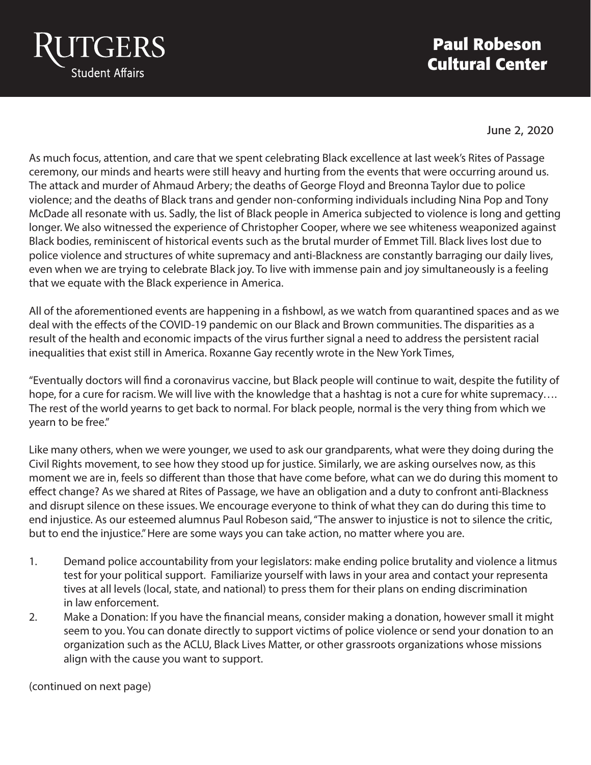Rutgers Student Affairs

# Paul Robeson Cultural Center

June 2, 2020

As much focus, attention, and care that we spent celebrating Black excellence at last week's Rites of Passage ceremony, our minds and hearts were still heavy and hurting from the events that were occurring around us. The attack and murder of Ahmaud Arbery; the deaths of George Floyd and Breonna Taylor due to police violence; and the deaths of Black trans and gender non-conforming individuals including Nina Pop and Tony McDade all resonate with us. Sadly, the list of Black people in America subjected to violence is long and getting longer. We also witnessed the experience of Christopher Cooper, where we see whiteness weaponized against Black bodies, reminiscent of historical events such as the brutal murder of Emmet Till. Black lives lost due to police violence and structures of white supremacy and anti-Blackness are constantly barraging our daily lives, even when we are trying to celebrate Black joy. To live with immense pain and joy simultaneously is a feeling that we equate with the Black experience in America.

All of the aforementioned events are happening in a fishbowl, as we watch from quarantined spaces and as we deal with the effects of the COVID-19 pandemic on our Black and Brown communities. The disparities as a result of the health and economic impacts of the virus further signal a need to address the persistent racial inequalities that exist still in America. Roxanne Gay recently wrote in the New York Times,

"Eventually doctors will find a coronavirus vaccine, but Black people will continue to wait, despite the futility of hope, for a cure for racism. We will live with the knowledge that a hashtag is not a cure for white supremacy…. The rest of the world yearns to get back to normal. For black people, normal is the very thing from which we yearn to be free."

Like many others, when we were younger, we used to ask our grandparents, what were they doing during the Civil Rights movement, to see how they stood up for justice. Similarly, we are asking ourselves now, as this moment we are in, feels so different than those that have come before, what can we do during this moment to effect change? As we shared at Rites of Passage, we have an obligation and a duty to confront anti-Blackness and disrupt silence on these issues. We encourage everyone to think of what they can do during this time to end injustice. As our esteemed alumnus Paul Robeson said, "The answer to injustice is not to silence the critic, but to end the injustice." Here are some ways you can take action, no matter where you are.

1. Demand police accountability from your legislators: make ending police brutality and violence a litmus test for your political support. Familiarize yourself with laws in your area and contact your representatives at all levels (local, state, and national) to press them for their plans on ending discrimination in law enforcement.
2. Make a Donation: If you have the financial means, consider making a donation, however small it might seem to you. You can donate directly to support victims of police violence or send your donation to an organization such as the ACLU, Black Lives Matter, or other grassroots organizations whose missions align with the cause you want to support.

(continued on next page)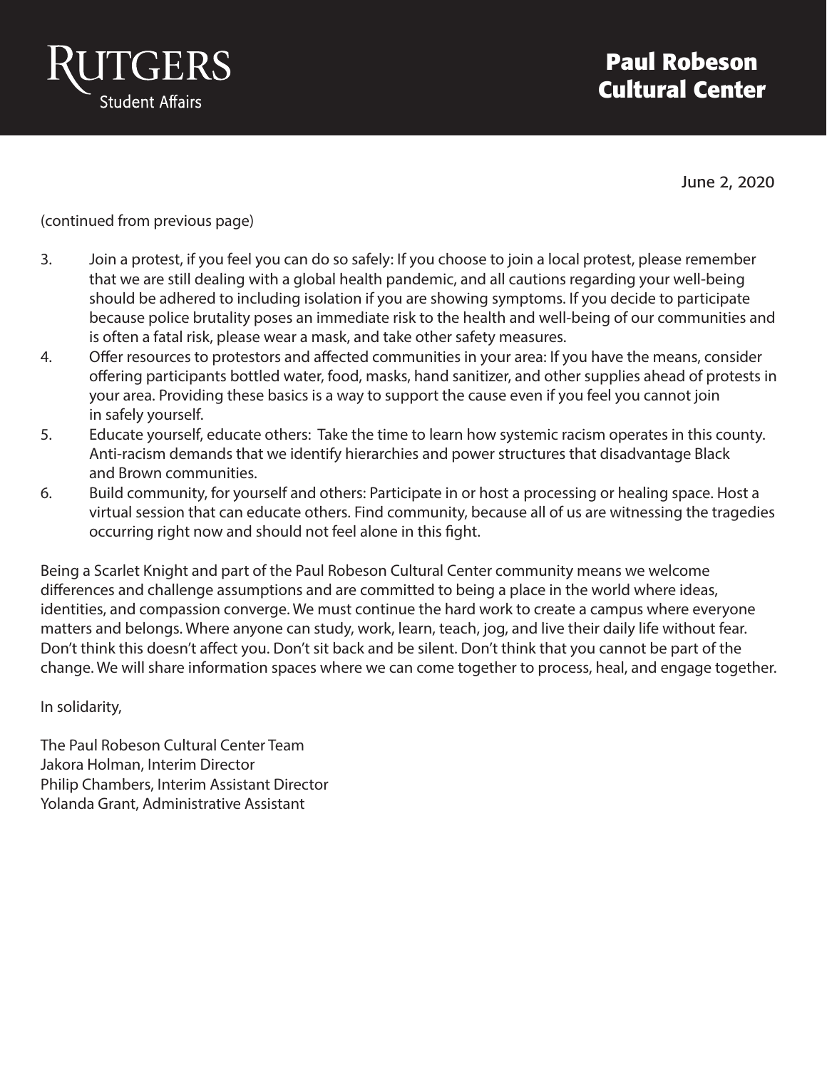June 2, 2020

(continued from previous page)

3. Join a protest, if you feel you can do so safely: If you choose to join a local protest, please remember that we are still dealing with a global health pandemic, and all cautions regarding your well-being should be adhered to including isolation if you are showing symptoms. If you decide to participate because police brutality poses an immediate risk to the health and well-being of our communities and is often a fatal risk, please wear a mask, and take other safety measures.
4. Offer resources to protestors and affected communities in your area: If you have the means, consider offering participants bottled water, food, masks, hand sanitizer, and other supplies ahead of protests in your area. Providing these basics is a way to support the cause even if you feel you cannot join in safely yourself.
5. Educate yourself, educate others: Take the time to learn how systemic racism operates in this county. Anti-racism demands that we identify hierarchies and power structures that disadvantage Black and Brown communities.
6. Build community, for yourself and others: Participate in or host a processing or healing space. Host a virtual session that can educate others. Find community, because all of us are witnessing the tragedies occurring right now and should not feel alone in this fight.

Being a Scarlet Knight and part of the Paul Robeson Cultural Center community means we welcome differences and challenge assumptions and are committed to being a place in the world where ideas, identities, and compassion converge. We must continue the hard work to create a campus where everyone matters and belongs. Where anyone can study, work, learn, teach, jog, and live their daily life without fear. Don't think this doesn't affect you. Don't sit back and be silent. Don't think that you cannot be part of the change. We will share information spaces where we can come together to process, heal, and engage together.

In solidarity,

The Paul Robeson Cultural Center Team
Jakora Holman, Interim Director
Philip Chambers, Interim Assistant Director
Yolanda Grant, Administrative Assistant